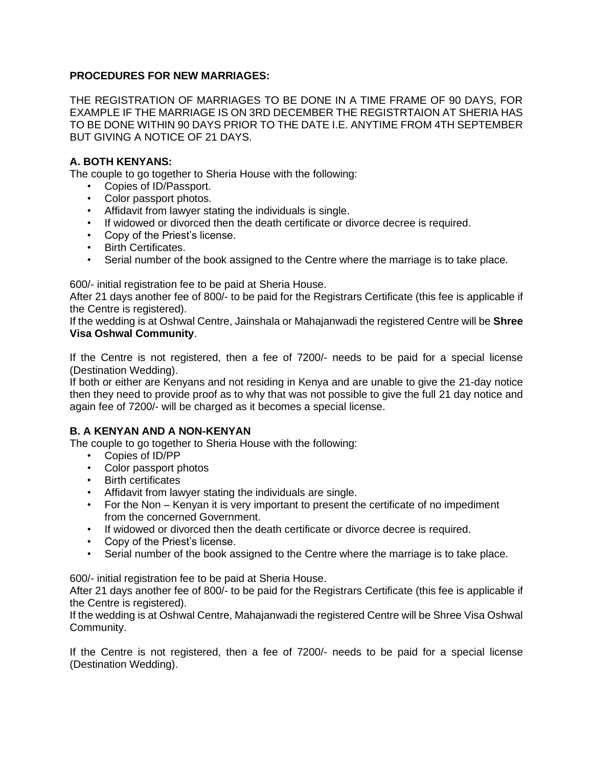**PROCEDURES FOR NEW MARRIAGES:**

THE REGISTRATION OF MARRIAGES TO BE DONE IN A TIME FRAME OF 90 DAYS, FOR EXAMPLE IF THE MARRIAGE IS ON 3RD DECEMBER THE REGISTRTAION AT SHERIA HAS TO BE DONE WITHIN 90 DAYS PRIOR TO THE DATE I.E. ANYTIME FROM 4TH SEPTEMBER BUT GIVING A NOTICE OF 21 DAYS.

**A. BOTH KENYANS:**

The couple to go together to Sheria House with the following:

- Copies of ID/Passport.
- Color passport photos.
- Affidavit from lawyer stating the individuals is single.
- If widowed or divorced then the death certificate or divorce decree is required.
- Copy of the Priest's license.
- Birth Certificates.
- Serial number of the book assigned to the Centre where the marriage is to take place.

600/- initial registration fee to be paid at Sheria House.
After 21 days another fee of 800/- to be paid for the Registrars Certificate (this fee is applicable if the Centre is registered).
If the wedding is at Oshwal Centre, Jainshala or Mahajanwadi the registered Centre will be **Shree Visa Oshwal Community**.

If the Centre is not registered, then a fee of 7200/- needs to be paid for a special license (Destination Wedding).
If both or either are Kenyans and not residing in Kenya and are unable to give the 21-day notice then they need to provide proof as to why that was not possible to give the full 21 day notice and again fee of 7200/- will be charged as it becomes a special license.

**B. A KENYAN AND A NON-KENYAN**

The couple to go together to Sheria House with the following:

- Copies of ID/PP
- Color passport photos
- Birth certificates
- Affidavit from lawyer stating the individuals are single.
- For the Non – Kenyan it is very important to present the certificate of no impediment from the concerned Government.
- If widowed or divorced then the death certificate or divorce decree is required.
- Copy of the Priest's license.
- Serial number of the book assigned to the Centre where the marriage is to take place.

600/- initial registration fee to be paid at Sheria House.
After 21 days another fee of 800/- to be paid for the Registrars Certificate (this fee is applicable if the Centre is registered).
If the wedding is at Oshwal Centre, Mahajanwadi the registered Centre will be Shree Visa Oshwal Community.

If the Centre is not registered, then a fee of 7200/- needs to be paid for a special license (Destination Wedding).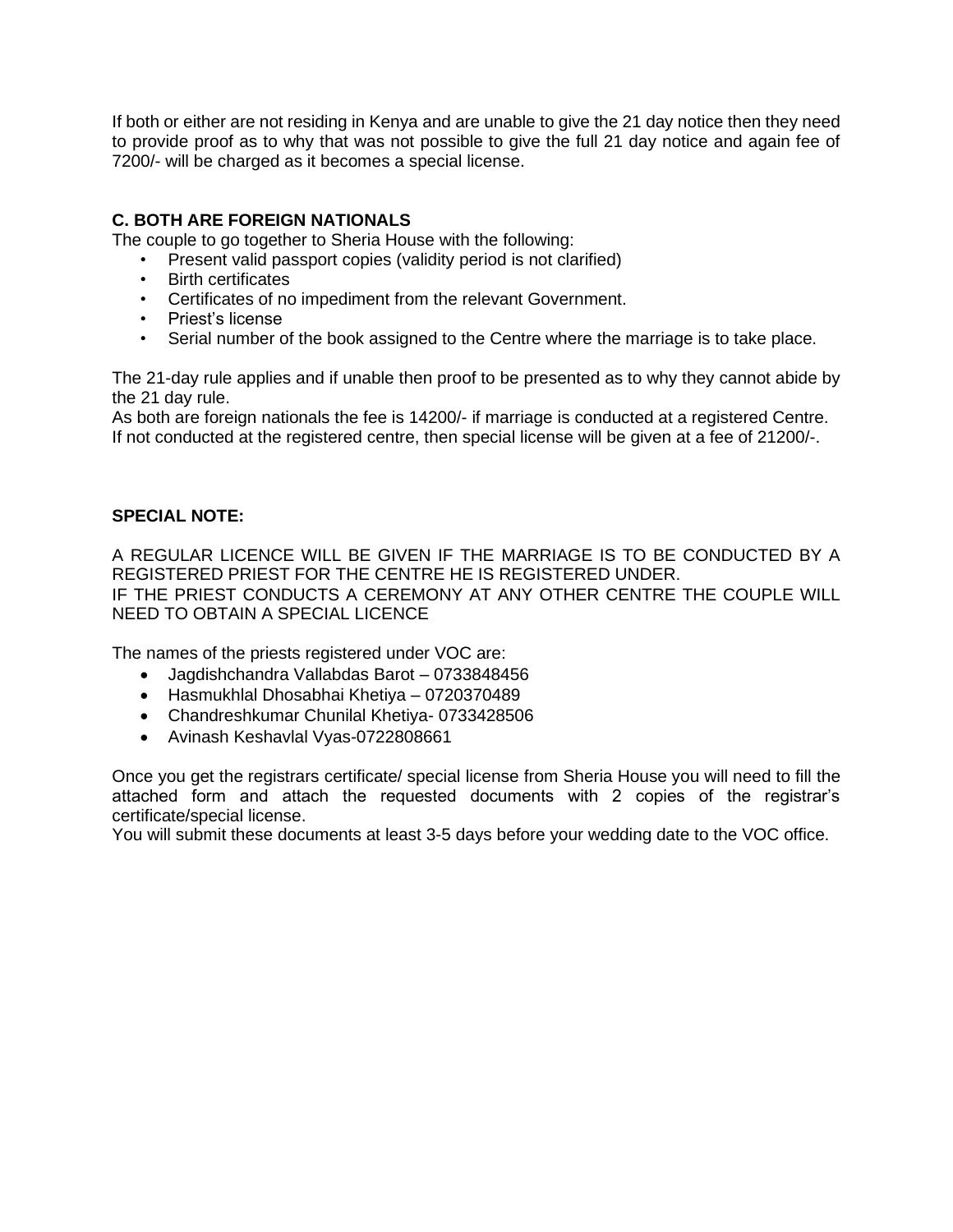If both or either are not residing in Kenya and are unable to give the 21 day notice then they need to provide proof as to why that was not possible to give the full 21 day notice and again fee of 7200/- will be charged as it becomes a special license.

### C. BOTH ARE FOREIGN NATIONALS

The couple to go together to Sheria House with the following:

- Present valid passport copies (validity period is not clarified)
- Birth certificates
- Certificates of no impediment from the relevant Government.
- Priest's license
- Serial number of the book assigned to the Centre where the marriage is to take place.

The 21-day rule applies and if unable then proof to be presented as to why they cannot abide by the 21 day rule.
As both are foreign nationals the fee is 14200/- if marriage is conducted at a registered Centre.
If not conducted at the registered centre, then special license will be given at a fee of 21200/-.

### SPECIAL NOTE:

A REGULAR LICENCE WILL BE GIVEN IF THE MARRIAGE IS TO BE CONDUCTED BY A REGISTERED PRIEST FOR THE CENTRE HE IS REGISTERED UNDER.
IF THE PRIEST CONDUCTS A CEREMONY AT ANY OTHER CENTRE THE COUPLE WILL NEED TO OBTAIN A SPECIAL LICENCE

The names of the priests registered under VOC are:

- Jagdishchandra Vallabdas Barot – 0733848456
- Hasmukhlal Dhosabhai Khetiya – 0720370489
- Chandreshkumar Chunilal Khetiya- 0733428506
- Avinash Keshavlal Vyas-0722808661

Once you get the registrars certificate/ special license from Sheria House you will need to fill the attached form and attach the requested documents with 2 copies of the registrar's certificate/special license.
You will submit these documents at least 3-5 days before your wedding date to the VOC office.